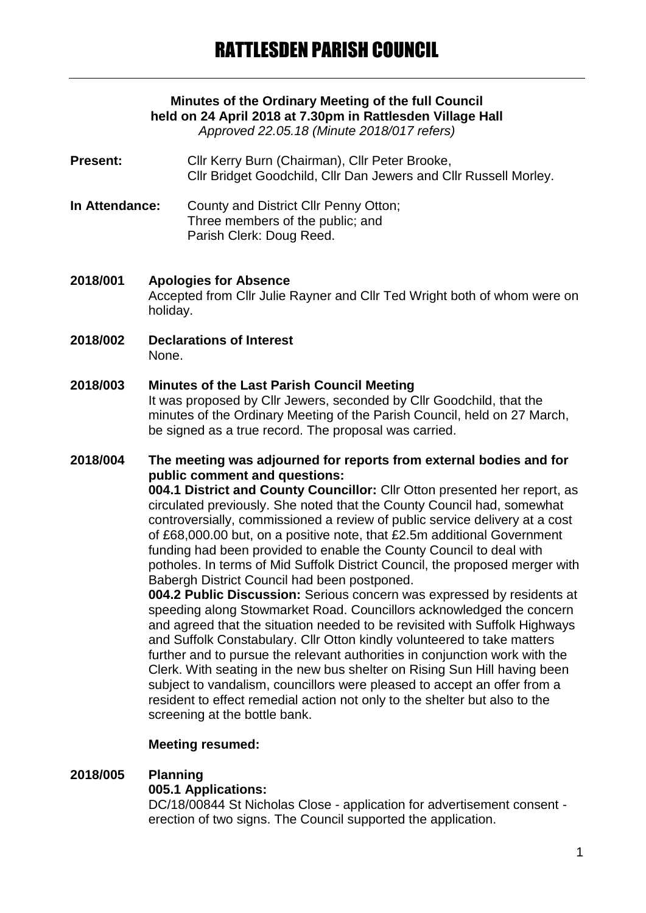# RATTLESDEN PARISH COUNCIL

**Minutes of the Ordinary Meeting of the full Council held on 24 April 2018 at 7.30pm in Rattlesden Village Hall**

*Approved 22.05.18 (Minute 2018/017 refers)*

**Present:** Cllr Kerry Burn (Chairman), Cllr Peter Brooke, Cllr Bridget Goodchild, Cllr Dan Jewers and Cllr Russell Morley.

**In Attendance:** County and District Cllr Penny Otton; Three members of the public; and Parish Clerk: Doug Reed.

**2018/001 Apologies for Absence**

Accepted from Cllr Julie Rayner and Cllr Ted Wright both of whom were on holiday.

**2018/002 Declarations of Interest**

None.

**2018/003 Minutes of the Last Parish Council Meeting**

It was proposed by Cllr Jewers, seconded by Cllr Goodchild, that the minutes of the Ordinary Meeting of the Parish Council, held on 27 March, be signed as a true record. The proposal was carried.

**2018/004 The meeting was adjourned for reports from external bodies and for public comment and questions:**

**004.1 District and County Councillor:** Cllr Otton presented her report, as circulated previously. She noted that the County Council had, somewhat controversially, commissioned a review of public service delivery at a cost of £68,000.00 but, on a positive note, that £2.5m additional Government funding had been provided to enable the County Council to deal with potholes. In terms of Mid Suffolk District Council, the proposed merger with Babergh District Council had been postponed.

**004.2 Public Discussion:** Serious concern was expressed by residents at speeding along Stowmarket Road. Councillors acknowledged the concern and agreed that the situation needed to be revisited with Suffolk Highways and Suffolk Constabulary. Cllr Otton kindly volunteered to take matters further and to pursue the relevant authorities in conjunction work with the Clerk. With seating in the new bus shelter on Rising Sun Hill having been subject to vandalism, councillors were pleased to accept an offer from a resident to effect remedial action not only to the shelter but also to the screening at the bottle bank.

**Meeting resumed:**

**2018/005 Planning**

**005.1 Applications:**

DC/18/00844 St Nicholas Close - application for advertisement consent - erection of two signs. The Council supported the application.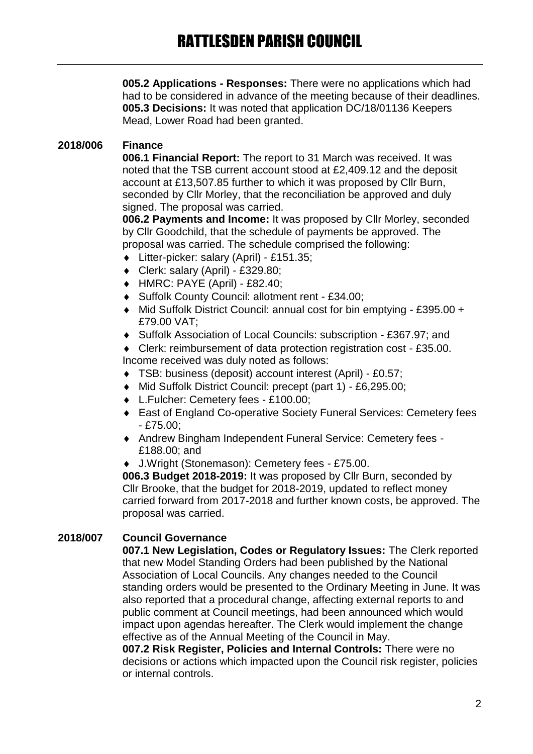**005.2 Applications - Responses:** There were no applications which had had to be considered in advance of the meeting because of their deadlines.
**005.3 Decisions:** It was noted that application DC/18/01136 Keepers Mead, Lower Road had been granted.

**2018/006 Finance**

**006.1 Financial Report:** The report to 31 March was received. It was noted that the TSB current account stood at £2,409.12 and the deposit account at £13,507.85 further to which it was proposed by Cllr Burn, seconded by Cllr Morley, that the reconciliation be approved and duly signed. The proposal was carried.

**006.2 Payments and Income:** It was proposed by Cllr Morley, seconded by Cllr Goodchild, that the schedule of payments be approved. The proposal was carried. The schedule comprised the following:

- Litter-picker: salary (April) - £151.35;
- Clerk: salary (April) - £329.80;
- HMRC: PAYE (April) - £82.40;
- Suffolk County Council: allotment rent - £34.00;
- Mid Suffolk District Council: annual cost for bin emptying - £395.00 + £79.00 VAT;
- Suffolk Association of Local Councils: subscription - £367.97; and
- Clerk: reimbursement of data protection registration cost - £35.00.

Income received was duly noted as follows:

- TSB: business (deposit) account interest (April) - £0.57;
- Mid Suffolk District Council: precept (part 1) - £6,295.00;
- L.Fulcher: Cemetery fees - £100.00;
- East of England Co-operative Society Funeral Services: Cemetery fees - £75.00;
- Andrew Bingham Independent Funeral Service: Cemetery fees - £188.00; and
- J.Wright (Stonemason): Cemetery fees - £75.00.

**006.3 Budget 2018-2019:** It was proposed by Cllr Burn, seconded by Cllr Brooke, that the budget for 2018-2019, updated to reflect money carried forward from 2017-2018 and further known costs, be approved. The proposal was carried.

**2018/007 Council Governance**

**007.1 New Legislation, Codes or Regulatory Issues:** The Clerk reported that new Model Standing Orders had been published by the National Association of Local Councils. Any changes needed to the Council standing orders would be presented to the Ordinary Meeting in June. It was also reported that a procedural change, affecting external reports to and public comment at Council meetings, had been announced which would impact upon agendas hereafter. The Clerk would implement the change effective as of the Annual Meeting of the Council in May.

**007.2 Risk Register, Policies and Internal Controls:** There were no decisions or actions which impacted upon the Council risk register, policies or internal controls.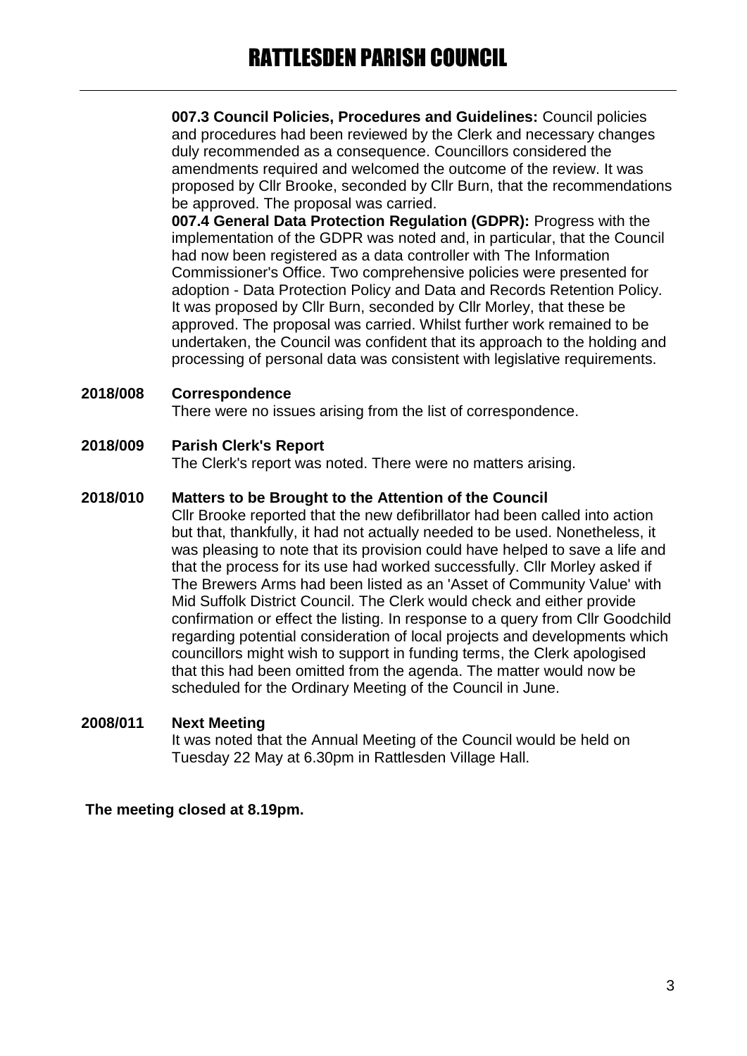**007.3 Council Policies, Procedures and Guidelines:** Council policies and procedures had been reviewed by the Clerk and necessary changes duly recommended as a consequence. Councillors considered the amendments required and welcomed the outcome of the review. It was proposed by Cllr Brooke, seconded by Cllr Burn, that the recommendations be approved. The proposal was carried.

**007.4 General Data Protection Regulation (GDPR):** Progress with the implementation of the GDPR was noted and, in particular, that the Council had now been registered as a data controller with The Information Commissioner's Office. Two comprehensive policies were presented for adoption - Data Protection Policy and Data and Records Retention Policy. It was proposed by Cllr Burn, seconded by Cllr Morley, that these be approved. The proposal was carried. Whilst further work remained to be undertaken, the Council was confident that its approach to the holding and processing of personal data was consistent with legislative requirements.

**2018/008 Correspondence**

There were no issues arising from the list of correspondence.

**2018/009 Parish Clerk's Report**

The Clerk's report was noted. There were no matters arising.

**2018/010 Matters to be Brought to the Attention of the Council**

Cllr Brooke reported that the new defibrillator had been called into action but that, thankfully, it had not actually needed to be used. Nonetheless, it was pleasing to note that its provision could have helped to save a life and that the process for its use had worked successfully. Cllr Morley asked if The Brewers Arms had been listed as an 'Asset of Community Value' with Mid Suffolk District Council. The Clerk would check and either provide confirmation or effect the listing. In response to a query from Cllr Goodchild regarding potential consideration of local projects and developments which councillors might wish to support in funding terms, the Clerk apologised that this had been omitted from the agenda. The matter would now be scheduled for the Ordinary Meeting of the Council in June.

**2008/011 Next Meeting**

It was noted that the Annual Meeting of the Council would be held on Tuesday 22 May at 6.30pm in Rattlesden Village Hall.

**The meeting closed at 8.19pm.**